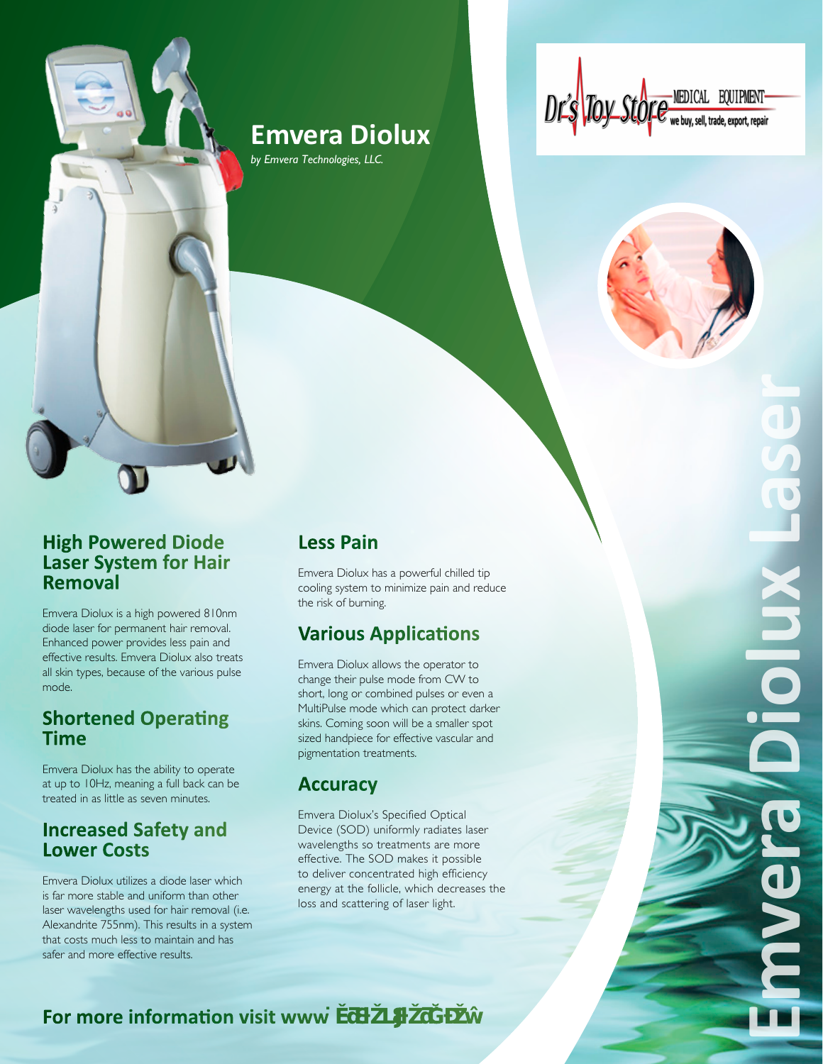# Emvera Diolux

*by Emvera Technologies, LLC.*

Dr's Toy Store MEDICAL EQUIPMENT we buy, sell, trade, export, repair

Emvera Diolux Laser

## High Powered Diode Laser System for Hair Removal

Emvera Diolux is a high powered 810nm diode laser for permanent hair removal. Enhanced power provides less pain and effective results. Emvera Diolux also treats all skin types, because of the various pulse mode.

## Shortened Operating Time

Emvera Diolux has the ability to operate at up to 10Hz, meaning a full back can be treated in as little as seven minutes.

## Increased Safety and Lower Costs

Emvera Diolux utilizes a diode laser which is far more stable and uniform than other laser wavelengths used for hair removal (i.e. Alexandrite 755nm). This results in a system that costs much less to maintain and has safer and more effective results.

## Less Pain

Emvera Diolux has a powerful chilled tip cooling system to minimize pain and reduce the risk of burning.

## Various Applications

Emvera Diolux allows the operator to change their pulse mode from CW to short, long or combined pulses or even a MultiPulse mode which can protect darker skins. Coming soon will be a smaller spot sized handpiece for effective vascular and pigmentation treatments.

## Accuracy

Emvera Diolux's Specified Optical Device (SOD) uniformly radiates laser wavelengths so treatments are more effective. The SOD makes it possible to deliver concentrated high efficiency energy at the follicle, which decreases the loss and scattering of laser light.

**For more information visit www.drstoystore.com**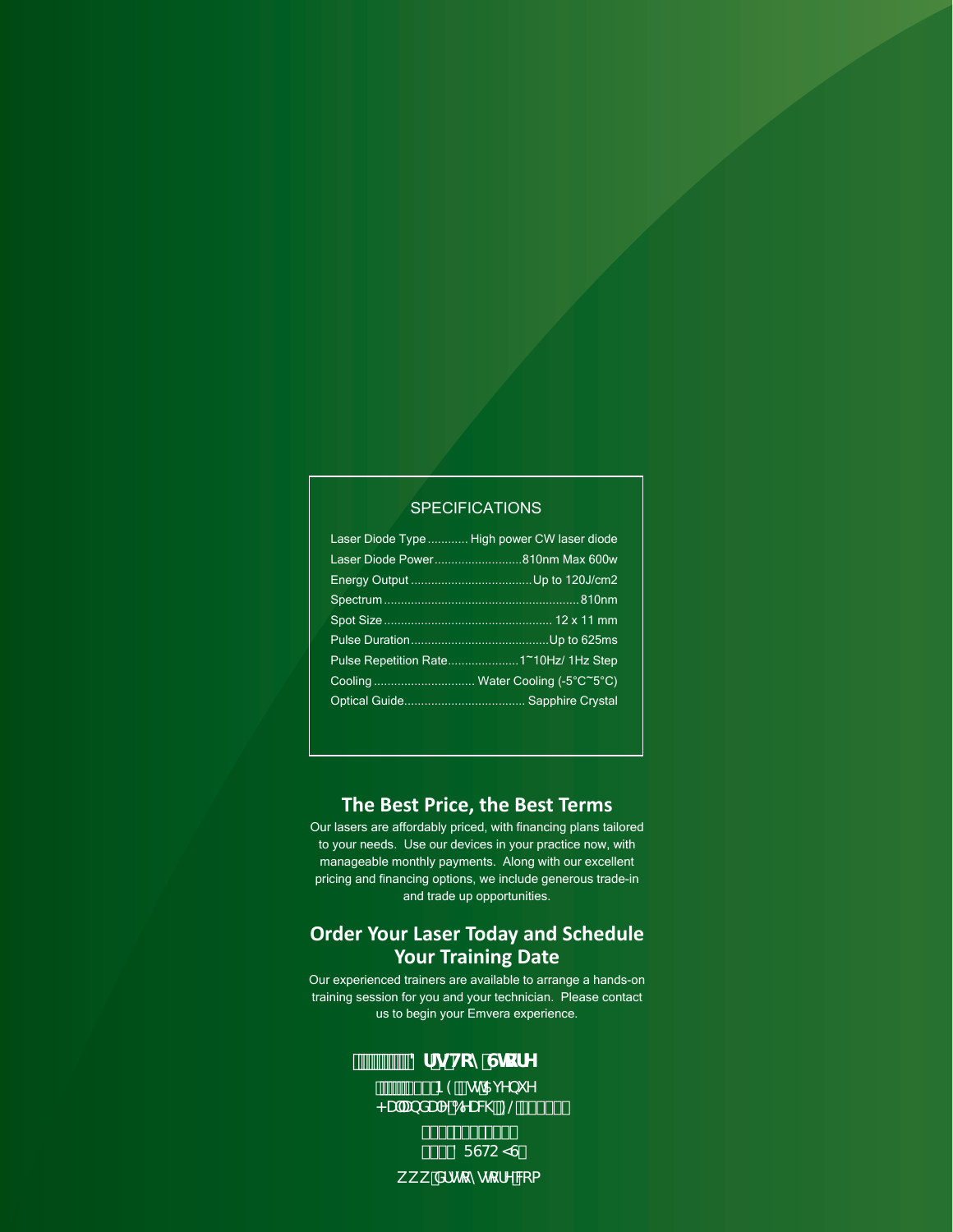## SPECIFICATIONS

| | |
|---|---|
| Laser Diode Type | High power CW laser diode |
| Laser Diode Power | 810nm Max 600w |
| Energy Output | Up to 120J/cm2 |
| Spectrum | 810nm |
| Spot Size | 12 x 11 mm |
| Pulse Duration | Up to 625ms |
| Pulse Repetition Rate | 1~10Hz/ 1Hz Step |
| Cooling | Water Cooling (-5°C~5°C) |
| Optical Guide | Sapphire Crystal |

## The Best Price, the Best Terms

Our lasers are affordably priced, with financing plans tailored to your needs. Use our devices in your practice now, with manageable monthly payments. Along with our excellent pricing and financing options, we include generous trade-in and trade up opportunities.

## Order Your Laser Today and Schedule Your Training Date

Our experienced trainers are available to arrange a hands-on training session for you and your technician. Please contact us to begin your Emvera experience.